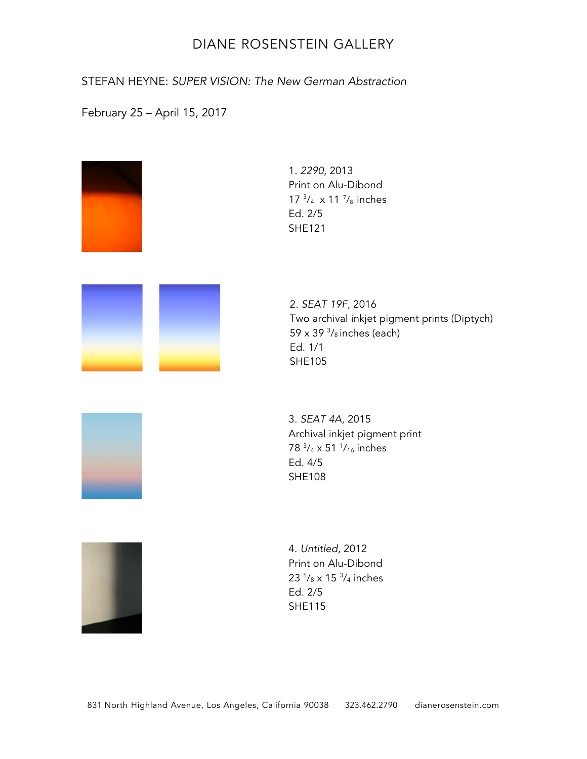# DIANE ROSENSTEIN GALLERY

STEFAN HEYNE: *SUPER VISION: The New German Abstraction*

February 25 – April 15, 2017

1. *2290*, 2013
Print on Alu-Dibond
17 3/4 x 11 7/8 inches
Ed. 2/5
SHE121

2. *SEAT 19F*, 2016
Two archival inkjet pigment prints (Diptych)
59 x 39 3/8 inches (each)
Ed. 1/1
SHE105

3. *SEAT 4A*, 2015
Archival inkjet pigment print
78 3/4 x 51 1/16 inches
Ed. 4/5
SHE108

4. *Untitled*, 2012
Print on Alu-Dibond
23 5/8 x 15 3/4 inches
Ed. 2/5
SHE115

831 North Highland Avenue, Los Angeles, California 90038 323.462.2790 dianerosenstein.com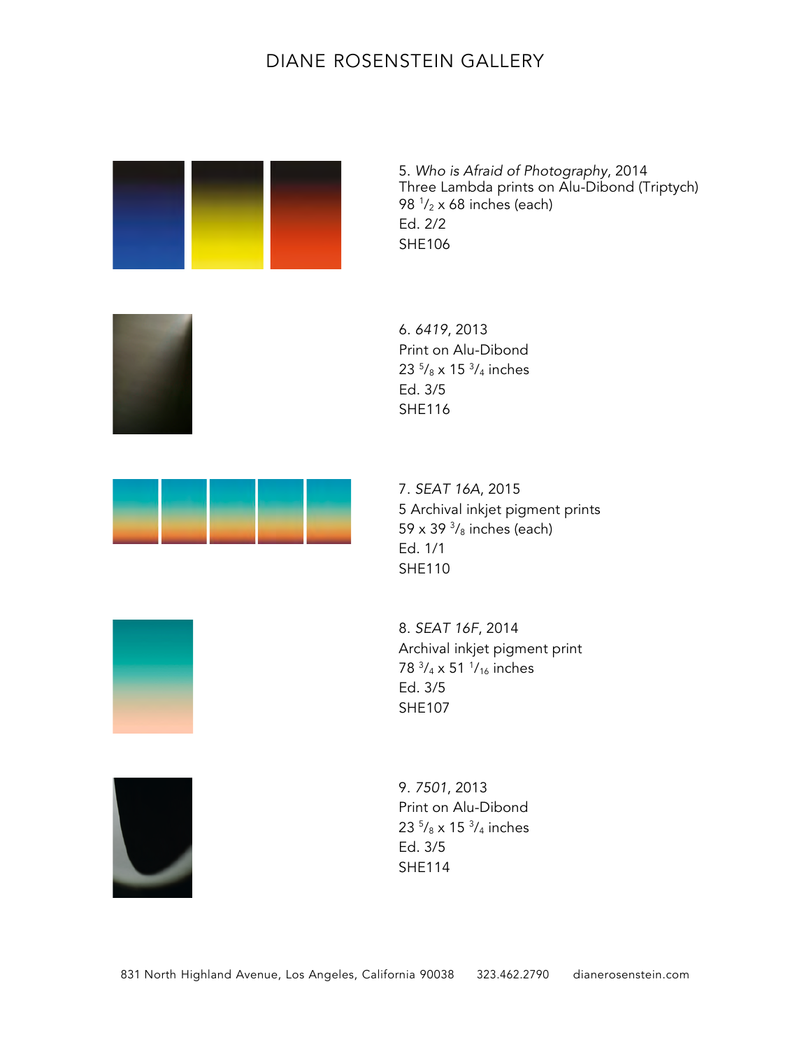# DIANE ROSENSTEIN GALLERY

5. *Who is Afraid of Photography*, 2014
Three Lambda prints on Alu-Dibond (Triptych)
98 1/2 x 68 inches (each)
Ed. 2/2
SHE106

6. *6419*, 2013
Print on Alu-Dibond
23 5/8 x 15 3/4 inches
Ed. 3/5
SHE116

7. *SEAT 16A*, 2015
5 Archival inkjet pigment prints
59 x 39 3/8 inches (each)
Ed. 1/1
SHE110

8. *SEAT 16F*, 2014
Archival inkjet pigment print
78 3/4 x 51 1/16 inches
Ed. 3/5
SHE107

9. *7501*, 2013
Print on Alu-Dibond
23 5/8 x 15 3/4 inches
Ed. 3/5
SHE114

831 North Highland Avenue, Los Angeles, California 90038 323.462.2790 dianerosenstein.com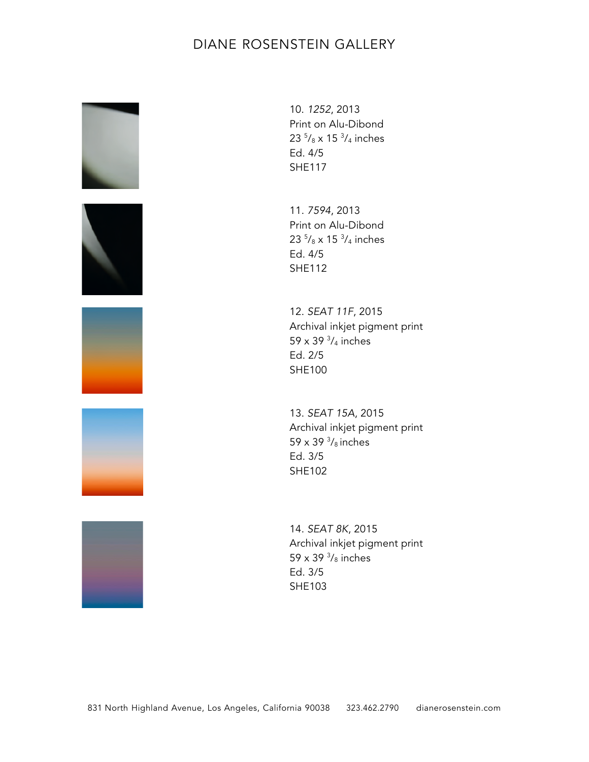10. *1252*, 2013
Print on Alu-Dibond
23 5/8 x 15 3/4 inches
Ed. 4/5
SHE117

11. *7594*, 2013
Print on Alu-Dibond
23 5/8 x 15 3/4 inches
Ed. 4/5
SHE112

12. *SEAT 11F*, 2015
Archival inkjet pigment print
59 x 39 3/4 inches
Ed. 2/5
SHE100

13. *SEAT 15A*, 2015
Archival inkjet pigment print
59 x 39 3/8 inches
Ed. 3/5
SHE102

14. *SEAT 8K*, 2015
Archival inkjet pigment print
59 x 39 3/8 inches
Ed. 3/5
SHE103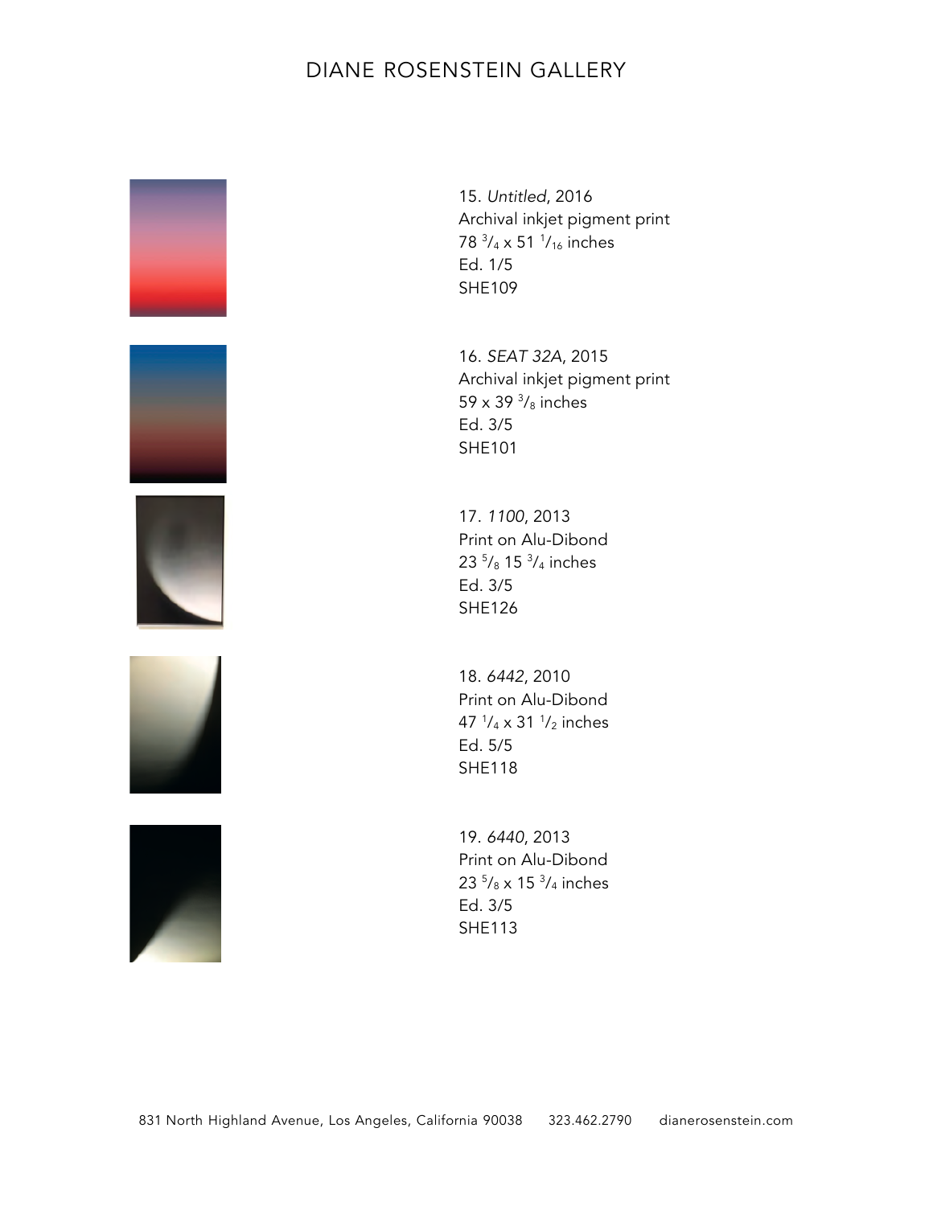15. *Untitled*, 2016
Archival inkjet pigment print
78 3/4 x 51 1/16 inches
Ed. 1/5
SHE109

16. *SEAT 32A*, 2015
Archival inkjet pigment print
59 x 39 3/8 inches
Ed. 3/5
SHE101

17. *1100*, 2013
Print on Alu-Dibond
23 5/8 15 3/4 inches
Ed. 3/5
SHE126

18. *6442*, 2010
Print on Alu-Dibond
47 1/4 x 31 1/2 inches
Ed. 5/5
SHE118

19. *6440*, 2013
Print on Alu-Dibond
23 5/8 x 15 3/4 inches
Ed. 3/5
SHE113